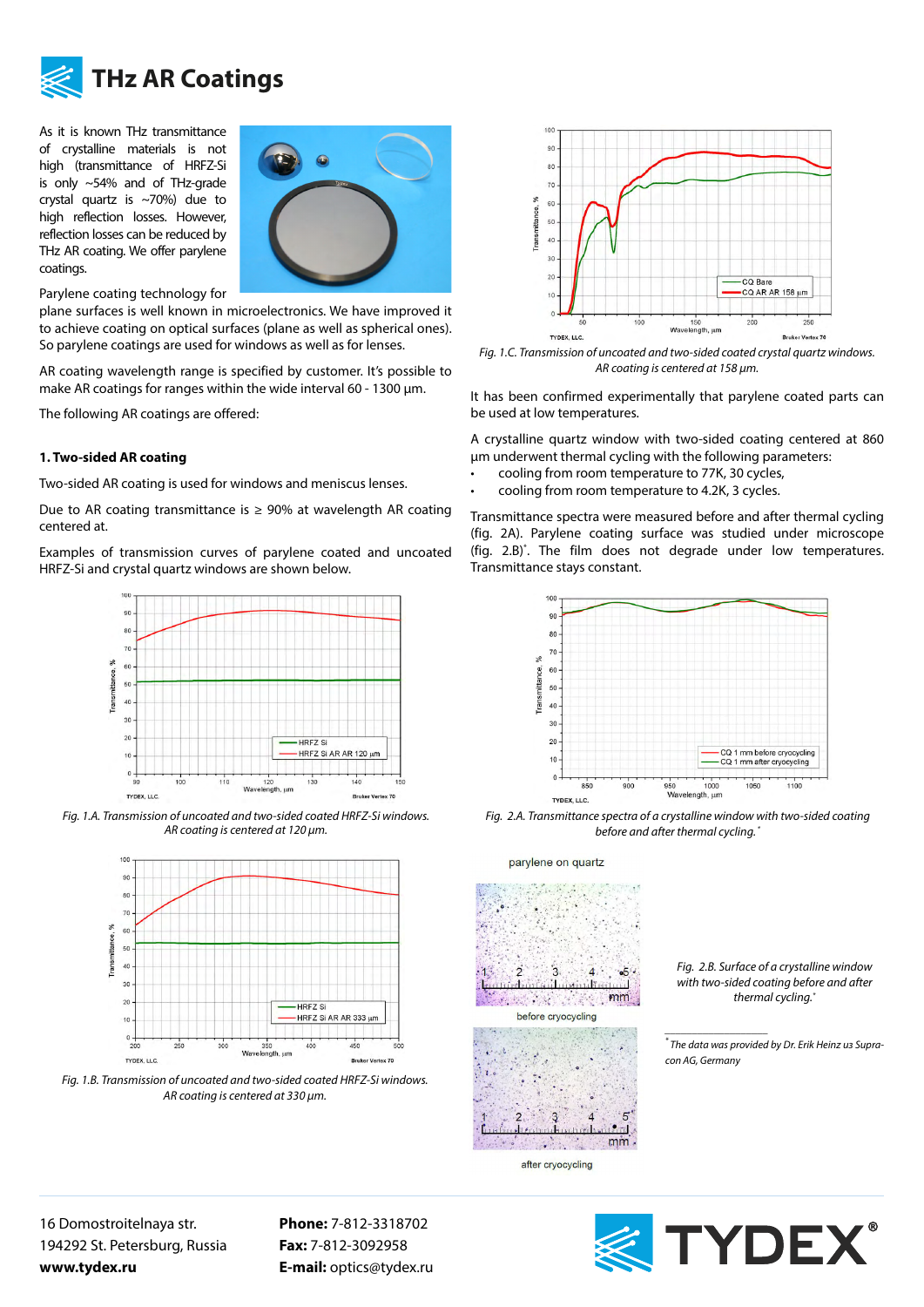# THz AR Coatings

As it is known THz transmittance of crystalline materials is not high (transmittance of HRFZ-Si is only ~54% and of THz-grade crystal quartz is ~70%) due to high reflection losses. However, reflection losses can be reduced by THz AR coating. We offer parylene coatings.

Parylene coating technology for plane surfaces is well known in microelectronics. We have improved it to achieve coating on optical surfaces (plane as well as spherical ones). So parylene coatings are used for windows as well as for lenses.

AR coating wavelength range is specified by customer. It's possible to make AR coatings for ranges within the wide interval 60 - 1300 µm.

The following AR coatings are offered:

### 1. Two-sided AR coating

Two-sided AR coating is used for windows and meniscus lenses.

Due to AR coating transmittance is ≥ 90% at wavelength AR coating centered at.

Examples of transmission curves of parylene coated and uncoated HRFZ-Si and crystal quartz windows are shown below.

*Fig. 1.A. Transmission of uncoated and two-sided coated HRFZ-Si windows. AR coating is centered at 120 µm.*

*Fig. 1.B. Transmission of uncoated and two-sided coated HRFZ-Si windows. AR coating is centered at 330 µm.*

*Fig. 1.C. Transmission of uncoated and two-sided coated crystal quartz windows. AR coating is centered at 158 µm.*

It has been confirmed experimentally that parylene coated parts can be used at low temperatures.

A crystalline quartz window with two-sided coating centered at 860 µm underwent thermal cycling with the following parameters:

- cooling from room temperature to 77K, 30 cycles,
- cooling from room temperature to 4.2K, 3 cycles.

Transmittance spectra were measured before and after thermal cycling (fig. 2A). Parylene coating surface was studied under microscope (fig. 2.B)*. The film does not degrade under low temperatures. Transmittance stays constant.

*Fig. 2.A. Transmittance spectra of a crystalline window with two-sided coating before and after thermal cycling.**

*Fig. 2.B. Surface of a crystalline window with two-sided coating before and after thermal cycling.**

\* The data was provided by Dr. Erik Heinz из Supracon AG, Germany

16 Domostroitelnaya str.
194292 St. Petersburg, Russia
**www.tydex.ru**

**Phone:** 7-812-3318702
**Fax:** 7-812-3092958
**E-mail:** optics@tydex.ru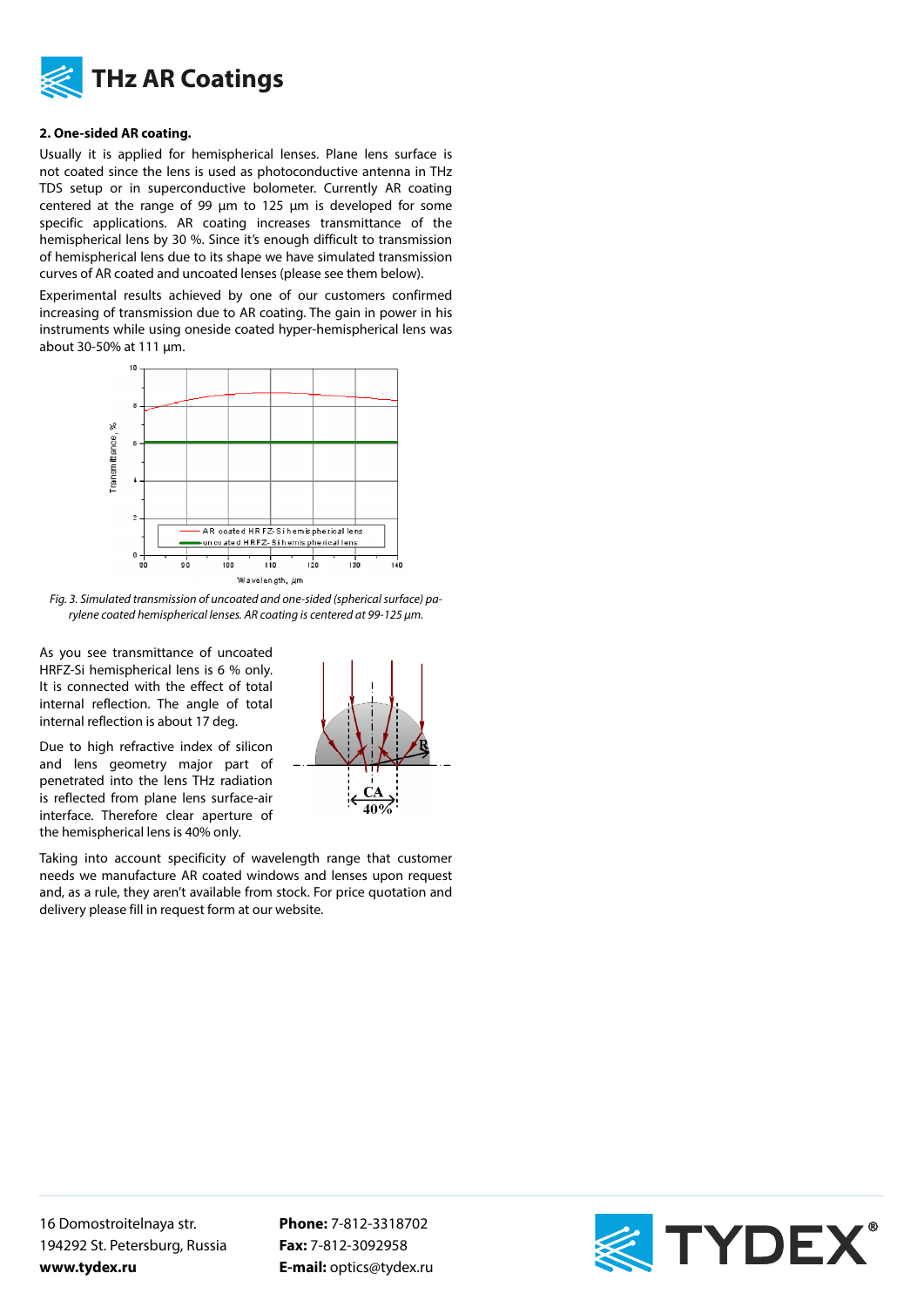## 2. One-sided AR coating.

Usually it is applied for hemispherical lenses. Plane lens surface is not coated since the lens is used as photoconductive antenna in THz TDS setup or in superconductive bolometer. Currently AR coating centered at the range of 99 µm to 125 µm is developed for some specific applications. AR coating increases transmittance of the hemispherical lens by 30 %. Since it's enough difficult to transmission of hemispherical lens due to its shape we have simulated transmission curves of AR coated and uncoated lenses (please see them below).

Experimental results achieved by one of our customers confirmed increasing of transmission due to AR coating. The gain in power in his instruments while using oneside coated hyper-hemispherical lens was about 30-50% at 111 µm.

Transmittance, %

10
8
6
4
2
0

80 90 100 110 120 130 140

Wavelength, µm

AR coated HRFZ-Si hemispherical lens
uncoated HRFZ-Si hemispherical lens

*Fig. 3. Simulated transmission of uncoated and one-sided (spherical surface) parylene coated hemispherical lenses. AR coating is centered at 99-125 µm.*

As you see transmittance of uncoated HRFZ-Si hemispherical lens is 6 % only. It is connected with the effect of total internal reflection. The angle of total internal reflection is about 17 deg.

Due to high refractive index of silicon and lens geometry major part of penetrated into the lens THz radiation is reflected from plane lens surface-air interface. Therefore clear aperture of the hemispherical lens is 40% only.

R

CA
40%

Taking into account specificity of wavelength range that customer needs we manufacture AR coated windows and lenses upon request and, as a rule, they aren't available from stock. For price quotation and delivery please fill in request form at our website.

16 Domostroitelnaya str.
194292 St. Petersburg, Russia
**www.tydex.ru**

**Phone:** 7-812-3318702
**Fax:** 7-812-3092958
**E-mail:** optics@tydex.ru